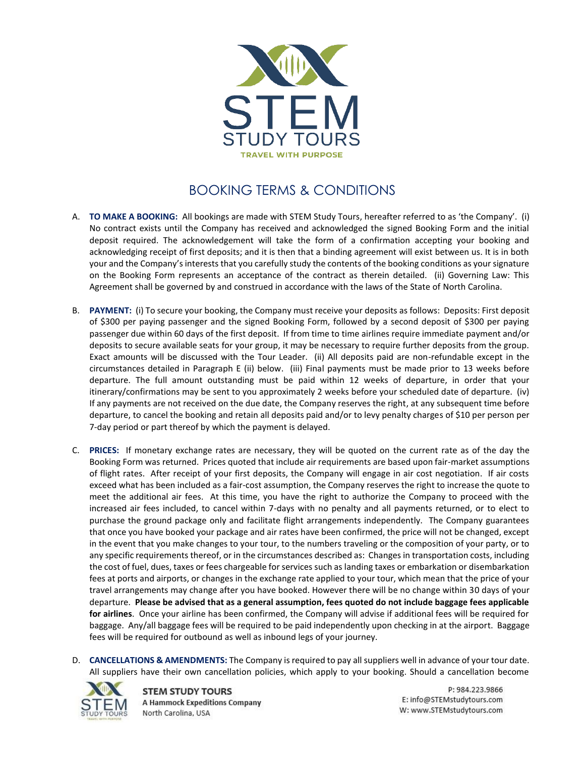# BOOKING TERMS & CONDITIONS

A. **TO MAKE A BOOKING:** All bookings are made with STEM Study Tours, hereafter referred to as 'the Company'. (i) No contract exists until the Company has received and acknowledged the signed Booking Form and the initial deposit required. The acknowledgement will take the form of a confirmation accepting your booking and acknowledging receipt of first deposits; and it is then that a binding agreement will exist between us. It is in both your and the Company's interests that you carefully study the contents of the booking conditions as your signature on the Booking Form represents an acceptance of the contract as therein detailed. (ii) Governing Law: This Agreement shall be governed by and construed in accordance with the laws of the State of North Carolina.

B. **PAYMENT:** (i) To secure your booking, the Company must receive your deposits as follows: Deposits: First deposit of $300 per paying passenger and the signed Booking Form, followed by a second deposit of $300 per paying passenger due within 60 days of the first deposit. If from time to time airlines require immediate payment and/or deposits to secure available seats for your group, it may be necessary to require further deposits from the group. Exact amounts will be discussed with the Tour Leader. (ii) All deposits paid are non-refundable except in the circumstances detailed in Paragraph E (ii) below. (iii) Final payments must be made prior to 13 weeks before departure. The full amount outstanding must be paid within 12 weeks of departure, in order that your itinerary/confirmations may be sent to you approximately 2 weeks before your scheduled date of departure. (iv) If any payments are not received on the due date, the Company reserves the right, at any subsequent time before departure, to cancel the booking and retain all deposits paid and/or to levy penalty charges of $10 per person per 7-day period or part thereof by which the payment is delayed.

C. **PRICES:** If monetary exchange rates are necessary, they will be quoted on the current rate as of the day the Booking Form was returned. Prices quoted that include air requirements are based upon fair-market assumptions of flight rates. After receipt of your first deposits, the Company will engage in air cost negotiation. If air costs exceed what has been included as a fair-cost assumption, the Company reserves the right to increase the quote to meet the additional air fees. At this time, you have the right to authorize the Company to proceed with the increased air fees included, to cancel within 7-days with no penalty and all payments returned, or to elect to purchase the ground package only and facilitate flight arrangements independently. The Company guarantees that once you have booked your package and air rates have been confirmed, the price will not be changed, except in the event that you make changes to your tour, to the numbers traveling or the composition of your party, or to any specific requirements thereof, or in the circumstances described as: Changes in transportation costs, including the cost of fuel, dues, taxes or fees chargeable for services such as landing taxes or embarkation or disembarkation fees at ports and airports, or changes in the exchange rate applied to your tour, which mean that the price of your travel arrangements may change after you have booked. However there will be no change within 30 days of your departure. **Please be advised that as a general assumption, fees quoted do not include baggage fees applicable for airlines**. Once your airline has been confirmed, the Company will advise if additional fees will be required for baggage. Any/all baggage fees will be required to be paid independently upon checking in at the airport. Baggage fees will be required for outbound as well as inbound legs of your journey.

D. **CANCELLATIONS & AMENDMENTS:** The Company is required to pay all suppliers well in advance of your tour date. All suppliers have their own cancellation policies, which apply to your booking. Should a cancellation become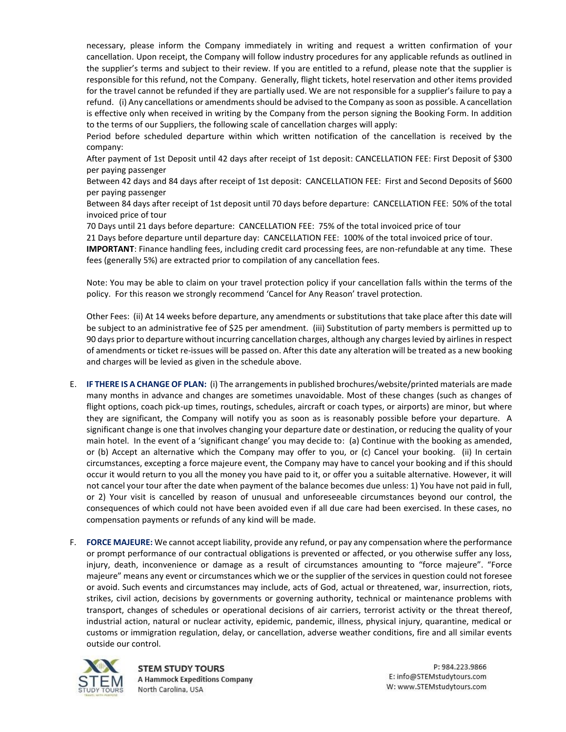necessary, please inform the Company immediately in writing and request a written confirmation of your cancellation. Upon receipt, the Company will follow industry procedures for any applicable refunds as outlined in the supplier's terms and subject to their review. If you are entitled to a refund, please note that the supplier is responsible for this refund, not the Company. Generally, flight tickets, hotel reservation and other items provided for the travel cannot be refunded if they are partially used. We are not responsible for a supplier's failure to pay a refund. (i) Any cancellations or amendments should be advised to the Company as soon as possible. A cancellation is effective only when received in writing by the Company from the person signing the Booking Form. In addition to the terms of our Suppliers, the following scale of cancellation charges will apply:

Period before scheduled departure within which written notification of the cancellation is received by the company:

After payment of 1st Deposit until 42 days after receipt of 1st deposit: CANCELLATION FEE: First Deposit of $300 per paying passenger

Between 42 days and 84 days after receipt of 1st deposit: CANCELLATION FEE: First and Second Deposits of $600 per paying passenger

Between 84 days after receipt of 1st deposit until 70 days before departure: CANCELLATION FEE: 50% of the total invoiced price of tour

70 Days until 21 days before departure: CANCELLATION FEE: 75% of the total invoiced price of tour

21 Days before departure until departure day: CANCELLATION FEE: 100% of the total invoiced price of tour.

**IMPORTANT**: Finance handling fees, including credit card processing fees, are non-refundable at any time. These fees (generally 5%) are extracted prior to compilation of any cancellation fees.

Note: You may be able to claim on your travel protection policy if your cancellation falls within the terms of the policy. For this reason we strongly recommend 'Cancel for Any Reason' travel protection.

Other Fees: (ii) At 14 weeks before departure, any amendments or substitutions that take place after this date will be subject to an administrative fee of $25 per amendment. (iii) Substitution of party members is permitted up to 90 days prior to departure without incurring cancellation charges, although any charges levied by airlines in respect of amendments or ticket re-issues will be passed on. After this date any alteration will be treated as a new booking and charges will be levied as given in the schedule above.

E. **IF THERE IS A CHANGE OF PLAN:** (i) The arrangements in published brochures/website/printed materials are made many months in advance and changes are sometimes unavoidable. Most of these changes (such as changes of flight options, coach pick-up times, routings, schedules, aircraft or coach types, or airports) are minor, but where they are significant, the Company will notify you as soon as is reasonably possible before your departure. A significant change is one that involves changing your departure date or destination, or reducing the quality of your main hotel. In the event of a 'significant change' you may decide to: (a) Continue with the booking as amended, or (b) Accept an alternative which the Company may offer to you, or (c) Cancel your booking. (ii) In certain circumstances, excepting a force majeure event, the Company may have to cancel your booking and if this should occur it would return to you all the money you have paid to it, or offer you a suitable alternative. However, it will not cancel your tour after the date when payment of the balance becomes due unless: 1) You have not paid in full, or 2) Your visit is cancelled by reason of unusual and unforeseeable circumstances beyond our control, the consequences of which could not have been avoided even if all due care had been exercised. In these cases, no compensation payments or refunds of any kind will be made.

F. **FORCE MAJEURE:** We cannot accept liability, provide any refund, or pay any compensation where the performance or prompt performance of our contractual obligations is prevented or affected, or you otherwise suffer any loss, injury, death, inconvenience or damage as a result of circumstances amounting to "force majeure". "Force majeure" means any event or circumstances which we or the supplier of the services in question could not foresee or avoid. Such events and circumstances may include, acts of God, actual or threatened, war, insurrection, riots, strikes, civil action, decisions by governments or governing authority, technical or maintenance problems with transport, changes of schedules or operational decisions of air carriers, terrorist activity or the threat thereof, industrial action, natural or nuclear activity, epidemic, pandemic, illness, physical injury, quarantine, medical or customs or immigration regulation, delay, or cancellation, adverse weather conditions, fire and all similar events outside our control.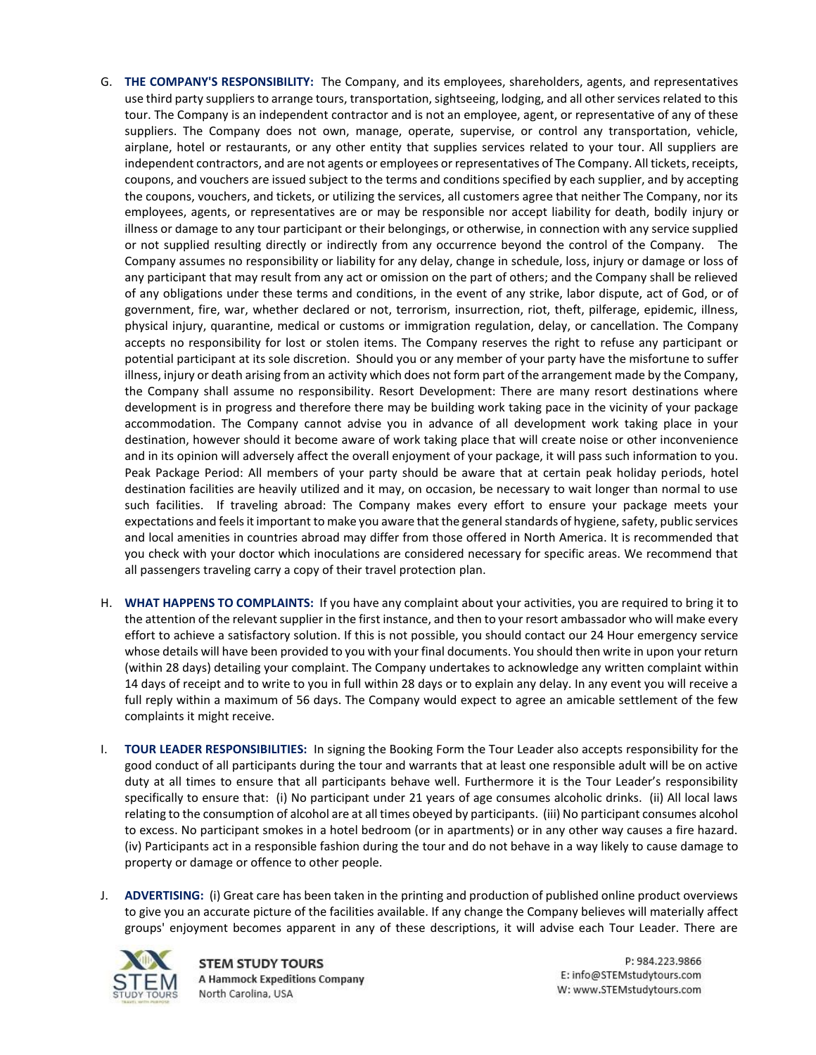G. **THE COMPANY'S RESPONSIBILITY:** The Company, and its employees, shareholders, agents, and representatives use third party suppliers to arrange tours, transportation, sightseeing, lodging, and all other services related to this tour. The Company is an independent contractor and is not an employee, agent, or representative of any of these suppliers. The Company does not own, manage, operate, supervise, or control any transportation, vehicle, airplane, hotel or restaurants, or any other entity that supplies services related to your tour. All suppliers are independent contractors, and are not agents or employees or representatives of The Company. All tickets, receipts, coupons, and vouchers are issued subject to the terms and conditions specified by each supplier, and by accepting the coupons, vouchers, and tickets, or utilizing the services, all customers agree that neither The Company, nor its employees, agents, or representatives are or may be responsible nor accept liability for death, bodily injury or illness or damage to any tour participant or their belongings, or otherwise, in connection with any service supplied or not supplied resulting directly or indirectly from any occurrence beyond the control of the Company. The Company assumes no responsibility or liability for any delay, change in schedule, loss, injury or damage or loss of any participant that may result from any act or omission on the part of others; and the Company shall be relieved of any obligations under these terms and conditions, in the event of any strike, labor dispute, act of God, or of government, fire, war, whether declared or not, terrorism, insurrection, riot, theft, pilferage, epidemic, illness, physical injury, quarantine, medical or customs or immigration regulation, delay, or cancellation. The Company accepts no responsibility for lost or stolen items. The Company reserves the right to refuse any participant or potential participant at its sole discretion. Should you or any member of your party have the misfortune to suffer illness, injury or death arising from an activity which does not form part of the arrangement made by the Company, the Company shall assume no responsibility. Resort Development: There are many resort destinations where development is in progress and therefore there may be building work taking pace in the vicinity of your package accommodation. The Company cannot advise you in advance of all development work taking place in your destination, however should it become aware of work taking place that will create noise or other inconvenience and in its opinion will adversely affect the overall enjoyment of your package, it will pass such information to you. Peak Package Period: All members of your party should be aware that at certain peak holiday periods, hotel destination facilities are heavily utilized and it may, on occasion, be necessary to wait longer than normal to use such facilities. If traveling abroad: The Company makes every effort to ensure your package meets your expectations and feels it important to make you aware that the general standards of hygiene, safety, public services and local amenities in countries abroad may differ from those offered in North America. It is recommended that you check with your doctor which inoculations are considered necessary for specific areas. We recommend that all passengers traveling carry a copy of their travel protection plan.

H. **WHAT HAPPENS TO COMPLAINTS:** If you have any complaint about your activities, you are required to bring it to the attention of the relevant supplier in the first instance, and then to your resort ambassador who will make every effort to achieve a satisfactory solution. If this is not possible, you should contact our 24 Hour emergency service whose details will have been provided to you with your final documents. You should then write in upon your return (within 28 days) detailing your complaint. The Company undertakes to acknowledge any written complaint within 14 days of receipt and to write to you in full within 28 days or to explain any delay. In any event you will receive a full reply within a maximum of 56 days. The Company would expect to agree an amicable settlement of the few complaints it might receive.

I. **TOUR LEADER RESPONSIBILITIES:** In signing the Booking Form the Tour Leader also accepts responsibility for the good conduct of all participants during the tour and warrants that at least one responsible adult will be on active duty at all times to ensure that all participants behave well. Furthermore it is the Tour Leader's responsibility specifically to ensure that: (i) No participant under 21 years of age consumes alcoholic drinks. (ii) All local laws relating to the consumption of alcohol are at all times obeyed by participants. (iii) No participant consumes alcohol to excess. No participant smokes in a hotel bedroom (or in apartments) or in any other way causes a fire hazard. (iv) Participants act in a responsible fashion during the tour and do not behave in a way likely to cause damage to property or damage or offence to other people.

J. **ADVERTISING:** (i) Great care has been taken in the printing and production of published online product overviews to give you an accurate picture of the facilities available. If any change the Company believes will materially affect groups' enjoyment becomes apparent in any of these descriptions, it will advise each Tour Leader. There are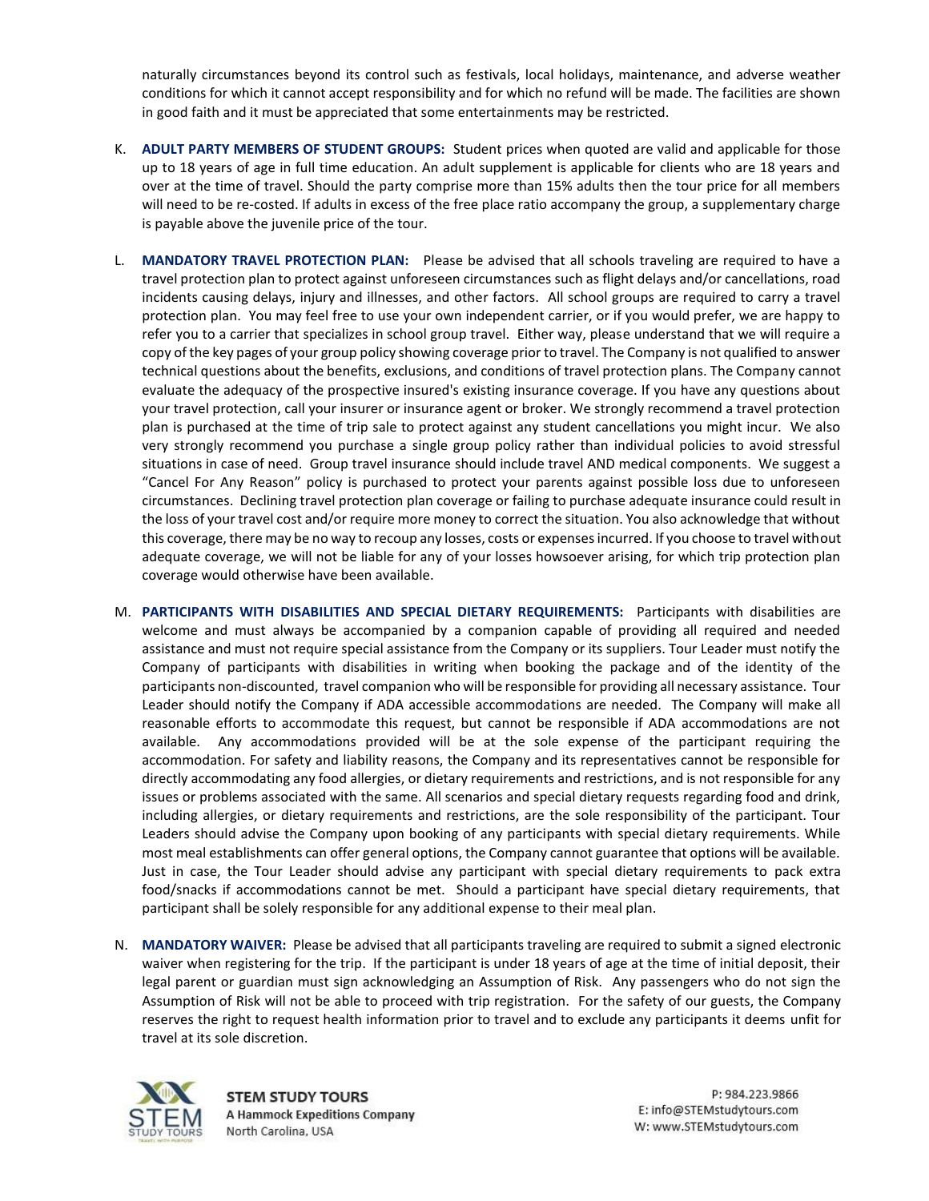naturally circumstances beyond its control such as festivals, local holidays, maintenance, and adverse weather conditions for which it cannot accept responsibility and for which no refund will be made. The facilities are shown in good faith and it must be appreciated that some entertainments may be restricted.

K. **ADULT PARTY MEMBERS OF STUDENT GROUPS:** Student prices when quoted are valid and applicable for those up to 18 years of age in full time education. An adult supplement is applicable for clients who are 18 years and over at the time of travel. Should the party comprise more than 15% adults then the tour price for all members will need to be re-costed. If adults in excess of the free place ratio accompany the group, a supplementary charge is payable above the juvenile price of the tour.

L. **MANDATORY TRAVEL PROTECTION PLAN:** Please be advised that all schools traveling are required to have a travel protection plan to protect against unforeseen circumstances such as flight delays and/or cancellations, road incidents causing delays, injury and illnesses, and other factors. All school groups are required to carry a travel protection plan. You may feel free to use your own independent carrier, or if you would prefer, we are happy to refer you to a carrier that specializes in school group travel. Either way, please understand that we will require a copy of the key pages of your group policy showing coverage prior to travel. The Company is not qualified to answer technical questions about the benefits, exclusions, and conditions of travel protection plans. The Company cannot evaluate the adequacy of the prospective insured's existing insurance coverage. If you have any questions about your travel protection, call your insurer or insurance agent or broker. We strongly recommend a travel protection plan is purchased at the time of trip sale to protect against any student cancellations you might incur. We also very strongly recommend you purchase a single group policy rather than individual policies to avoid stressful situations in case of need. Group travel insurance should include travel AND medical components. We suggest a "Cancel For Any Reason" policy is purchased to protect your parents against possible loss due to unforeseen circumstances. Declining travel protection plan coverage or failing to purchase adequate insurance could result in the loss of your travel cost and/or require more money to correct the situation. You also acknowledge that without this coverage, there may be no way to recoup any losses, costs or expenses incurred. If you choose to travel without adequate coverage, we will not be liable for any of your losses howsoever arising, for which trip protection plan coverage would otherwise have been available.

M. **PARTICIPANTS WITH DISABILITIES AND SPECIAL DIETARY REQUIREMENTS:** Participants with disabilities are welcome and must always be accompanied by a companion capable of providing all required and needed assistance and must not require special assistance from the Company or its suppliers. Tour Leader must notify the Company of participants with disabilities in writing when booking the package and of the identity of the participants non-discounted, travel companion who will be responsible for providing all necessary assistance. Tour Leader should notify the Company if ADA accessible accommodations are needed. The Company will make all reasonable efforts to accommodate this request, but cannot be responsible if ADA accommodations are not available. Any accommodations provided will be at the sole expense of the participant requiring the accommodation. For safety and liability reasons, the Company and its representatives cannot be responsible for directly accommodating any food allergies, or dietary requirements and restrictions, and is not responsible for any issues or problems associated with the same. All scenarios and special dietary requests regarding food and drink, including allergies, or dietary requirements and restrictions, are the sole responsibility of the participant. Tour Leaders should advise the Company upon booking of any participants with special dietary requirements. While most meal establishments can offer general options, the Company cannot guarantee that options will be available. Just in case, the Tour Leader should advise any participant with special dietary requirements to pack extra food/snacks if accommodations cannot be met. Should a participant have special dietary requirements, that participant shall be solely responsible for any additional expense to their meal plan.

N. **MANDATORY WAIVER:** Please be advised that all participants traveling are required to submit a signed electronic waiver when registering for the trip. If the participant is under 18 years of age at the time of initial deposit, their legal parent or guardian must sign acknowledging an Assumption of Risk. Any passengers who do not sign the Assumption of Risk will not be able to proceed with trip registration. For the safety of our guests, the Company reserves the right to request health information prior to travel and to exclude any participants it deems unfit for travel at its sole discretion.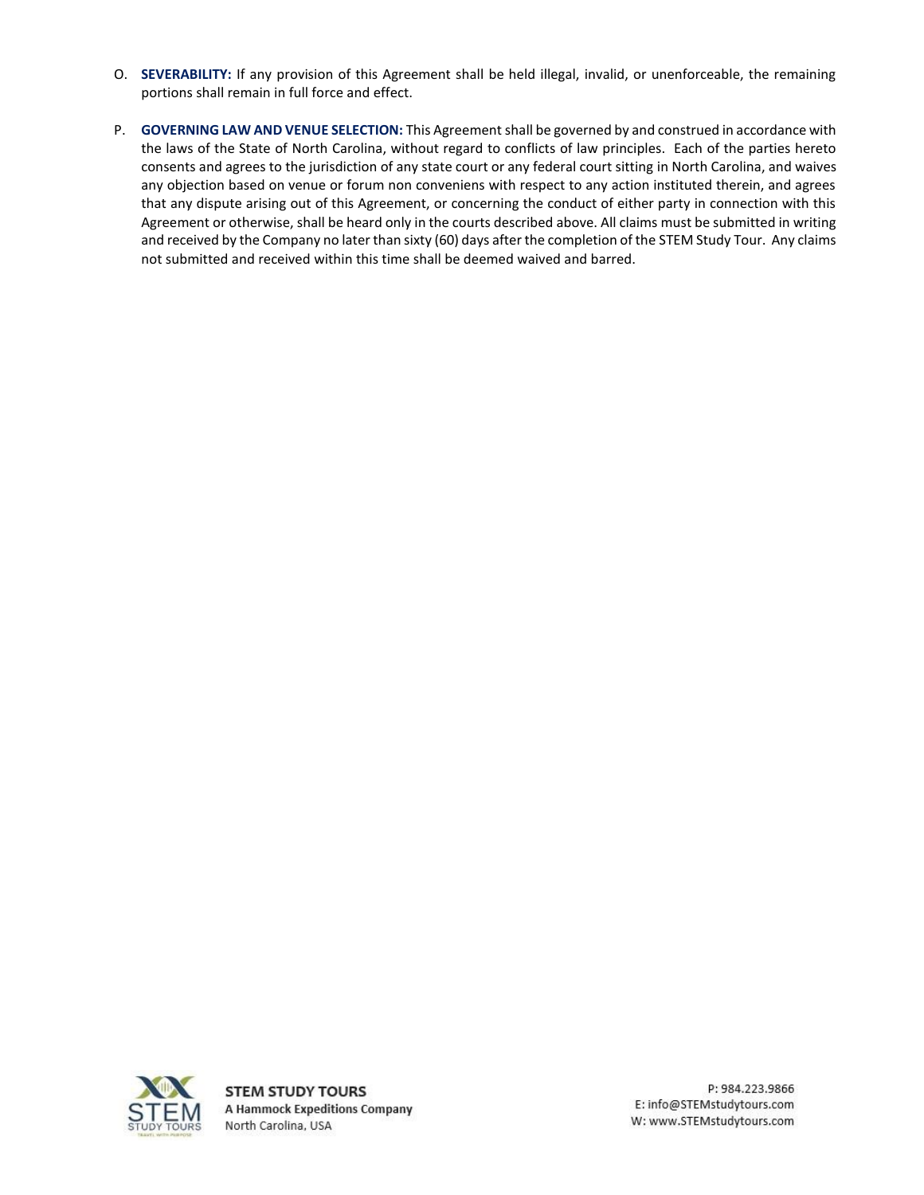O. **SEVERABILITY:** If any provision of this Agreement shall be held illegal, invalid, or unenforceable, the remaining portions shall remain in full force and effect.

P. **GOVERNING LAW AND VENUE SELECTION:** This Agreement shall be governed by and construed in accordance with the laws of the State of North Carolina, without regard to conflicts of law principles. Each of the parties hereto consents and agrees to the jurisdiction of any state court or any federal court sitting in North Carolina, and waives any objection based on venue or forum non conveniens with respect to any action instituted therein, and agrees that any dispute arising out of this Agreement, or concerning the conduct of either party in connection with this Agreement or otherwise, shall be heard only in the courts described above. All claims must be submitted in writing and received by the Company no later than sixty (60) days after the completion of the STEM Study Tour. Any claims not submitted and received within this time shall be deemed waived and barred.